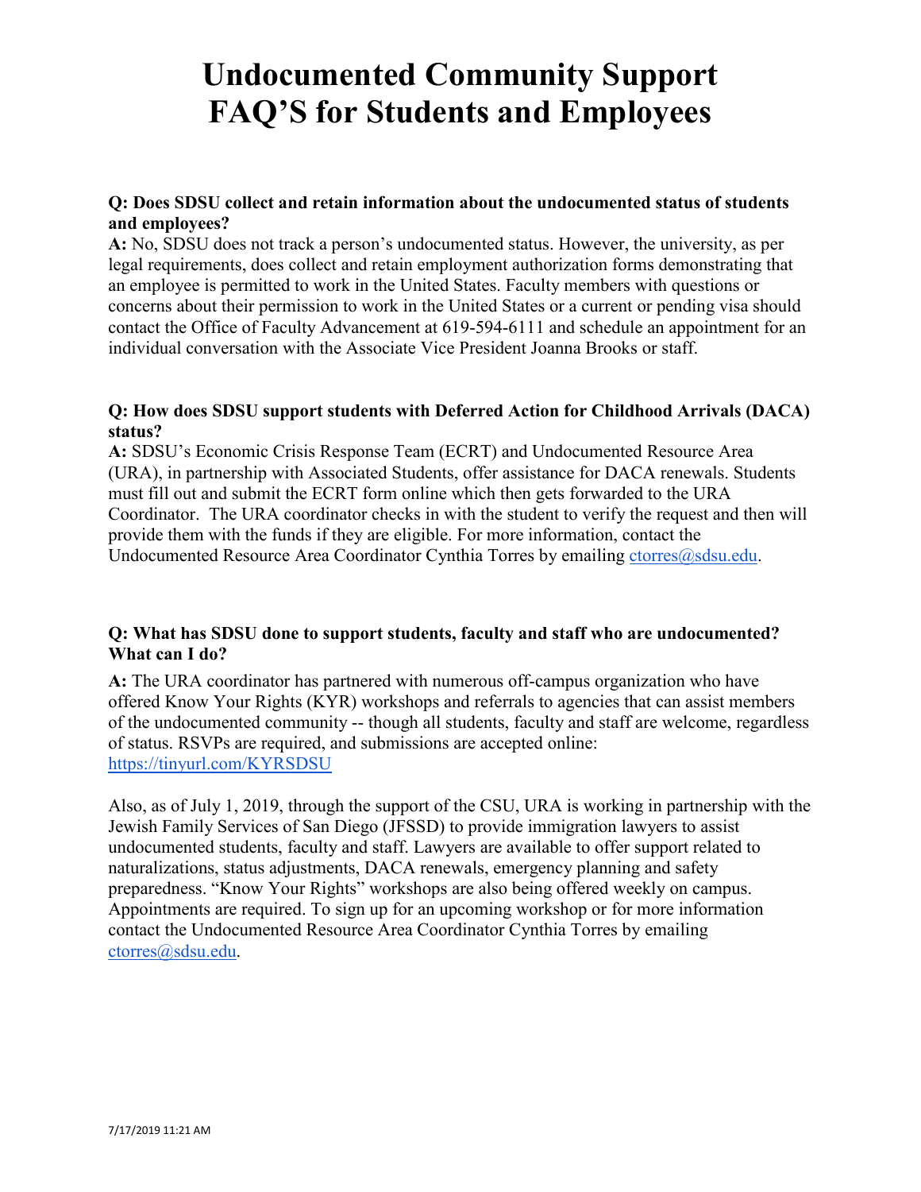# Undocumented Community Support FAQ'S for Students and Employees

**Q: Does SDSU collect and retain information about the undocumented status of students and employees?**
**A:** No, SDSU does not track a person's undocumented status. However, the university, as per legal requirements, does collect and retain employment authorization forms demonstrating that an employee is permitted to work in the United States. Faculty members with questions or concerns about their permission to work in the United States or a current or pending visa should contact the Office of Faculty Advancement at 619-594-6111 and schedule an appointment for an individual conversation with the Associate Vice President Joanna Brooks or staff.

**Q: How does SDSU support students with Deferred Action for Childhood Arrivals (DACA) status?**
**A:** SDSU's Economic Crisis Response Team (ECRT) and Undocumented Resource Area (URA), in partnership with Associated Students, offer assistance for DACA renewals. Students must fill out and submit the ECRT form online which then gets forwarded to the URA Coordinator. The URA coordinator checks in with the student to verify the request and then will provide them with the funds if they are eligible. For more information, contact the Undocumented Resource Area Coordinator Cynthia Torres by emailing [ctorres@sdsu.edu](mailto:ctorres@sdsu.edu).

**Q: What has SDSU done to support students, faculty and staff who are undocumented? What can I do?**
**A:** The URA coordinator has partnered with numerous off-campus organization who have offered Know Your Rights (KYR) workshops and referrals to agencies that can assist members of the undocumented community -- though all students, faculty and staff are welcome, regardless of status. RSVPs are required, and submissions are accepted online: [https://tinyurl.com/KYRSDSU](https://tinyurl.com/KYRSDSU)

Also, as of July 1, 2019, through the support of the CSU, URA is working in partnership with the Jewish Family Services of San Diego (JFSSD) to provide immigration lawyers to assist undocumented students, faculty and staff. Lawyers are available to offer support related to naturalizations, status adjustments, DACA renewals, emergency planning and safety preparedness. "Know Your Rights" workshops are also being offered weekly on campus. Appointments are required. To sign up for an upcoming workshop or for more information contact the Undocumented Resource Area Coordinator Cynthia Torres by emailing [ctorres@sdsu.edu](mailto:ctorres@sdsu.edu).

7/17/2019 11:21 AM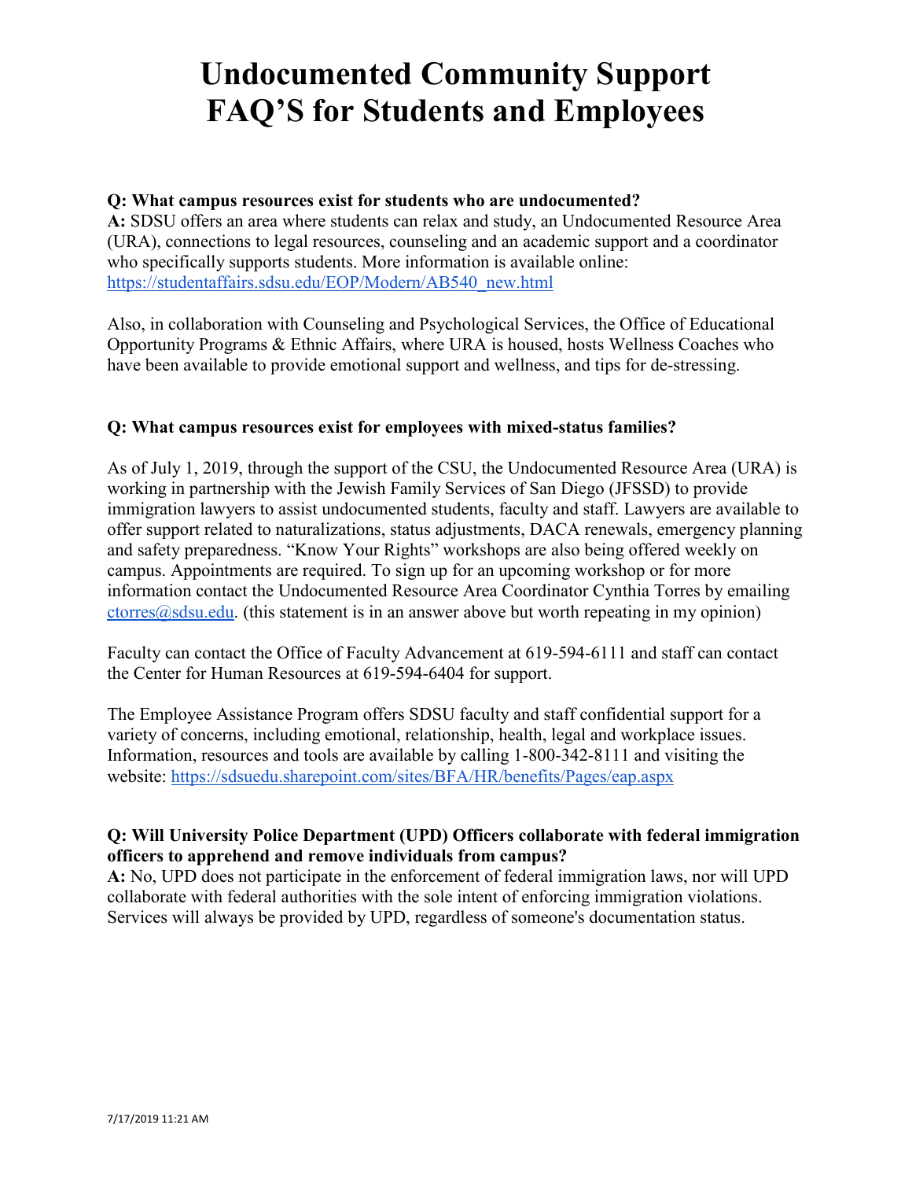# Undocumented Community Support FAQ'S for Students and Employees

**Q: What campus resources exist for students who are undocumented?**
**A:** SDSU offers an area where students can relax and study, an Undocumented Resource Area (URA), connections to legal resources, counseling and an academic support and a coordinator who specifically supports students. More information is available online: https://studentaffairs.sdsu.edu/EOP/Modern/AB540_new.html

Also, in collaboration with Counseling and Psychological Services, the Office of Educational Opportunity Programs & Ethnic Affairs, where URA is housed, hosts Wellness Coaches who have been available to provide emotional support and wellness, and tips for de-stressing.

**Q: What campus resources exist for employees with mixed-status families?**

As of July 1, 2019, through the support of the CSU, the Undocumented Resource Area (URA) is working in partnership with the Jewish Family Services of San Diego (JFSSD) to provide immigration lawyers to assist undocumented students, faculty and staff. Lawyers are available to offer support related to naturalizations, status adjustments, DACA renewals, emergency planning and safety preparedness. "Know Your Rights" workshops are also being offered weekly on campus. Appointments are required. To sign up for an upcoming workshop or for more information contact the Undocumented Resource Area Coordinator Cynthia Torres by emailing ctorres@sdsu.edu. (this statement is in an answer above but worth repeating in my opinion)

Faculty can contact the Office of Faculty Advancement at 619-594-6111 and staff can contact the Center for Human Resources at 619-594-6404 for support.

The Employee Assistance Program offers SDSU faculty and staff confidential support for a variety of concerns, including emotional, relationship, health, legal and workplace issues. Information, resources and tools are available by calling 1-800-342-8111 and visiting the website: https://sdsuedu.sharepoint.com/sites/BFA/HR/benefits/Pages/eap.aspx

**Q: Will University Police Department (UPD) Officers collaborate with federal immigration officers to apprehend and remove individuals from campus?**
**A:** No, UPD does not participate in the enforcement of federal immigration laws, nor will UPD collaborate with federal authorities with the sole intent of enforcing immigration violations. Services will always be provided by UPD, regardless of someone's documentation status.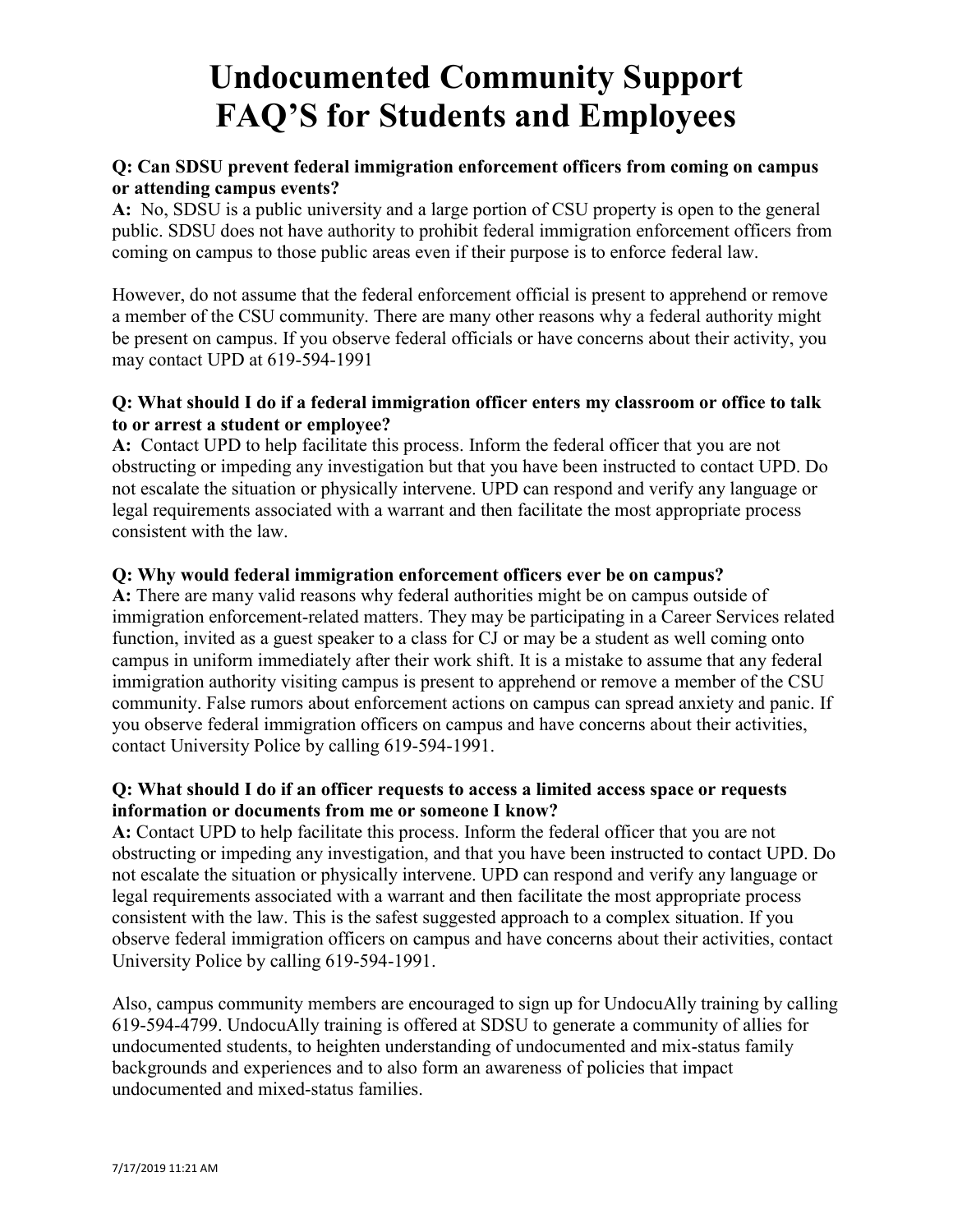# Undocumented Community Support FAQ'S for Students and Employees

**Q: Can SDSU prevent federal immigration enforcement officers from coming on campus or attending campus events?**

**A:** No, SDSU is a public university and a large portion of CSU property is open to the general public. SDSU does not have authority to prohibit federal immigration enforcement officers from coming on campus to those public areas even if their purpose is to enforce federal law.

However, do not assume that the federal enforcement official is present to apprehend or remove a member of the CSU community. There are many other reasons why a federal authority might be present on campus. If you observe federal officials or have concerns about their activity, you may contact UPD at 619-594-1991

**Q: What should I do if a federal immigration officer enters my classroom or office to talk to or arrest a student or employee?**

**A:** Contact UPD to help facilitate this process. Inform the federal officer that you are not obstructing or impeding any investigation but that you have been instructed to contact UPD. Do not escalate the situation or physically intervene. UPD can respond and verify any language or legal requirements associated with a warrant and then facilitate the most appropriate process consistent with the law.

**Q: Why would federal immigration enforcement officers ever be on campus?**

**A:** There are many valid reasons why federal authorities might be on campus outside of immigration enforcement-related matters. They may be participating in a Career Services related function, invited as a guest speaker to a class for CJ or may be a student as well coming onto campus in uniform immediately after their work shift. It is a mistake to assume that any federal immigration authority visiting campus is present to apprehend or remove a member of the CSU community. False rumors about enforcement actions on campus can spread anxiety and panic. If you observe federal immigration officers on campus and have concerns about their activities, contact University Police by calling 619-594-1991.

**Q: What should I do if an officer requests to access a limited access space or requests information or documents from me or someone I know?**

**A:** Contact UPD to help facilitate this process. Inform the federal officer that you are not obstructing or impeding any investigation, and that you have been instructed to contact UPD. Do not escalate the situation or physically intervene. UPD can respond and verify any language or legal requirements associated with a warrant and then facilitate the most appropriate process consistent with the law. This is the safest suggested approach to a complex situation. If you observe federal immigration officers on campus and have concerns about their activities, contact University Police by calling 619-594-1991.

Also, campus community members are encouraged to sign up for UndocuAlly training by calling 619-594-4799. UndocuAlly training is offered at SDSU to generate a community of allies for undocumented students, to heighten understanding of undocumented and mix-status family backgrounds and experiences and to also form an awareness of policies that impact undocumented and mixed-status families.

7/17/2019 11:21 AM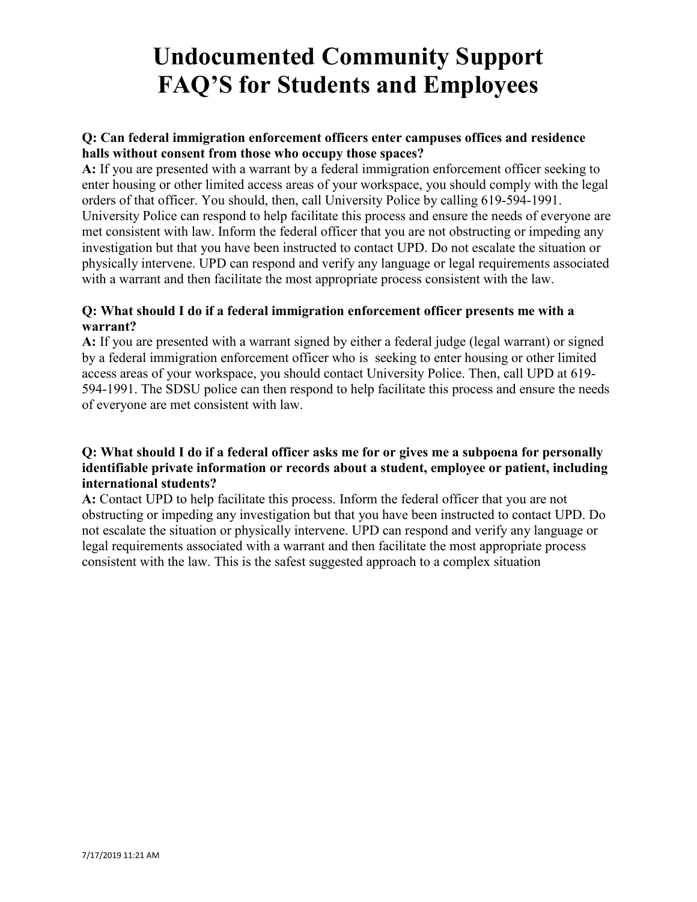# Undocumented Community Support FAQ'S for Students and Employees

**Q: Can federal immigration enforcement officers enter campuses offices and residence halls without consent from those who occupy those spaces?**

**A:** If you are presented with a warrant by a federal immigration enforcement officer seeking to enter housing or other limited access areas of your workspace, you should comply with the legal orders of that officer. You should, then, call University Police by calling 619-594-1991. University Police can respond to help facilitate this process and ensure the needs of everyone are met consistent with law. Inform the federal officer that you are not obstructing or impeding any investigation but that you have been instructed to contact UPD. Do not escalate the situation or physically intervene. UPD can respond and verify any language or legal requirements associated with a warrant and then facilitate the most appropriate process consistent with the law.

**Q: What should I do if a federal immigration enforcement officer presents me with a warrant?**

**A:** If you are presented with a warrant signed by either a federal judge (legal warrant) or signed by a federal immigration enforcement officer who is seeking to enter housing or other limited access areas of your workspace, you should contact University Police. Then, call UPD at 619-594-1991. The SDSU police can then respond to help facilitate this process and ensure the needs of everyone are met consistent with law.

**Q: What should I do if a federal officer asks me for or gives me a subpoena for personally identifiable private information or records about a student, employee or patient, including international students?**

**A:** Contact UPD to help facilitate this process. Inform the federal officer that you are not obstructing or impeding any investigation but that you have been instructed to contact UPD. Do not escalate the situation or physically intervene. UPD can respond and verify any language or legal requirements associated with a warrant and then facilitate the most appropriate process consistent with the law. This is the safest suggested approach to a complex situation

7/17/2019 11:21 AM